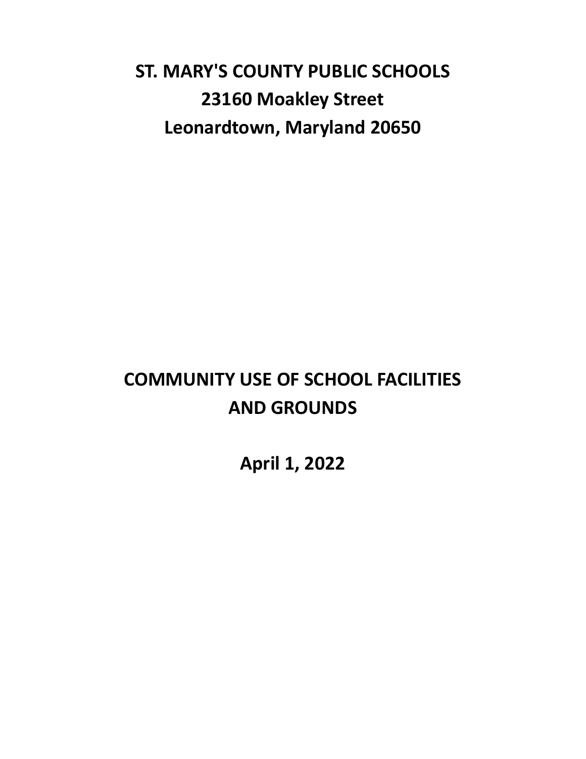# ST. MARY'S COUNTY PUBLIC SCHOOLS
## 23160 Moakley Street
## Leonardtown, Maryland 20650

# COMMUNITY USE OF SCHOOL FACILITIES AND GROUNDS

**April 1, 2022**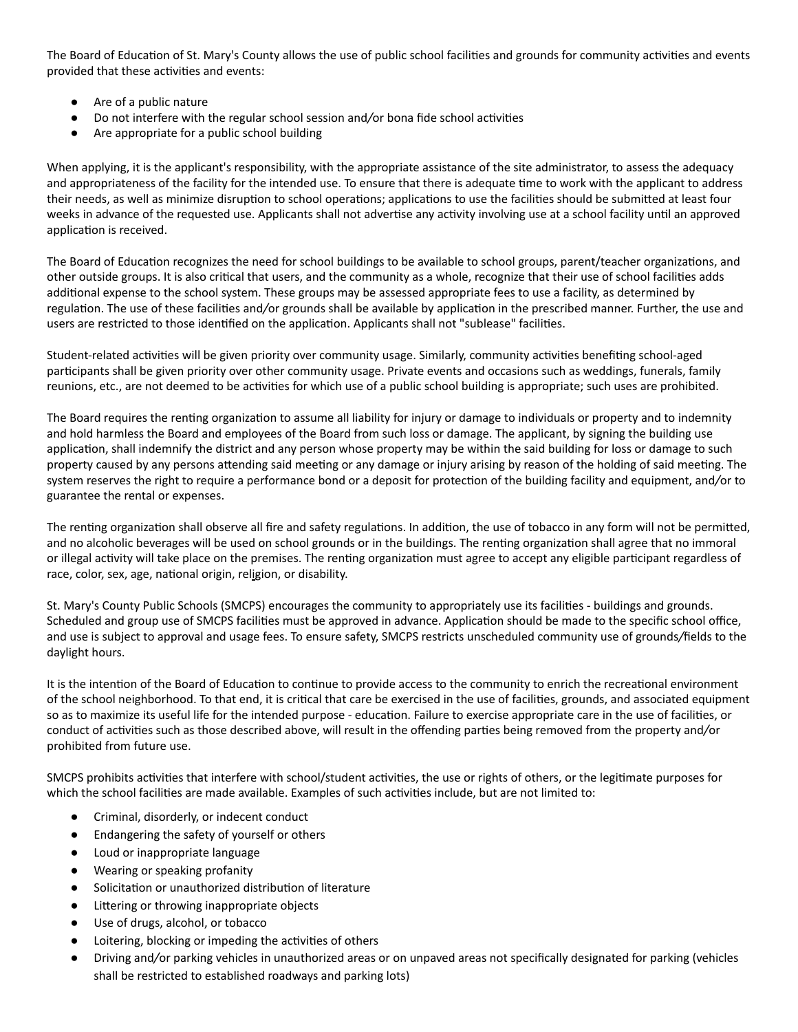The Board of Education of St. Mary's County allows the use of public school facilities and grounds for community activities and events provided that these activities and events:

- Are of a public nature
- Do not interfere with the regular school session and/or bona fide school activities
- Are appropriate for a public school building

When applying, it is the applicant's responsibility, with the appropriate assistance of the site administrator, to assess the adequacy and appropriateness of the facility for the intended use. To ensure that there is adequate time to work with the applicant to address their needs, as well as minimize disruption to school operations; applications to use the facilities should be submitted at least four weeks in advance of the requested use. Applicants shall not advertise any activity involving use at a school facility until an approved application is received.

The Board of Education recognizes the need for school buildings to be available to school groups, parent/teacher organizations, and other outside groups. It is also critical that users, and the community as a whole, recognize that their use of school facilities adds additional expense to the school system. These groups may be assessed appropriate fees to use a facility, as determined by regulation. The use of these facilities and/or grounds shall be available by application in the prescribed manner. Further, the use and users are restricted to those identified on the application. Applicants shall not "sublease" facilities.

Student-related activities will be given priority over community usage. Similarly, community activities benefiting school-aged participants shall be given priority over other community usage. Private events and occasions such as weddings, funerals, family reunions, etc., are not deemed to be activities for which use of a public school building is appropriate; such uses are prohibited.

The Board requires the renting organization to assume all liability for injury or damage to individuals or property and to indemnity and hold harmless the Board and employees of the Board from such loss or damage. The applicant, by signing the building use application, shall indemnify the district and any person whose property may be within the said building for loss or damage to such property caused by any persons attending said meeting or any damage or injury arising by reason of the holding of said meeting. The system reserves the right to require a performance bond or a deposit for protection of the building facility and equipment, and/or to guarantee the rental or expenses.

The renting organization shall observe all fire and safety regulations. In addition, the use of tobacco in any form will not be permitted, and no alcoholic beverages will be used on school grounds or in the buildings. The renting organization shall agree that no immoral or illegal activity will take place on the premises. The renting organization must agree to accept any eligible participant regardless of race, color, sex, age, national origin, religion, or disability.

St. Mary's County Public Schools (SMCPS) encourages the community to appropriately use its facilities - buildings and grounds. Scheduled and group use of SMCPS facilities must be approved in advance. Application should be made to the specific school office, and use is subject to approval and usage fees. To ensure safety, SMCPS restricts unscheduled community use of grounds/fields to the daylight hours.

It is the intention of the Board of Education to continue to provide access to the community to enrich the recreational environment of the school neighborhood. To that end, it is critical that care be exercised in the use of facilities, grounds, and associated equipment so as to maximize its useful life for the intended purpose - education. Failure to exercise appropriate care in the use of facilities, or conduct of activities such as those described above, will result in the offending parties being removed from the property and/or prohibited from future use.

SMCPS prohibits activities that interfere with school/student activities, the use or rights of others, or the legitimate purposes for which the school facilities are made available. Examples of such activities include, but are not limited to:

- Criminal, disorderly, or indecent conduct
- Endangering the safety of yourself or others
- Loud or inappropriate language
- Wearing or speaking profanity
- Solicitation or unauthorized distribution of literature
- Littering or throwing inappropriate objects
- Use of drugs, alcohol, or tobacco
- Loitering, blocking or impeding the activities of others
- Driving and/or parking vehicles in unauthorized areas or on unpaved areas not specifically designated for parking (vehicles shall be restricted to established roadways and parking lots)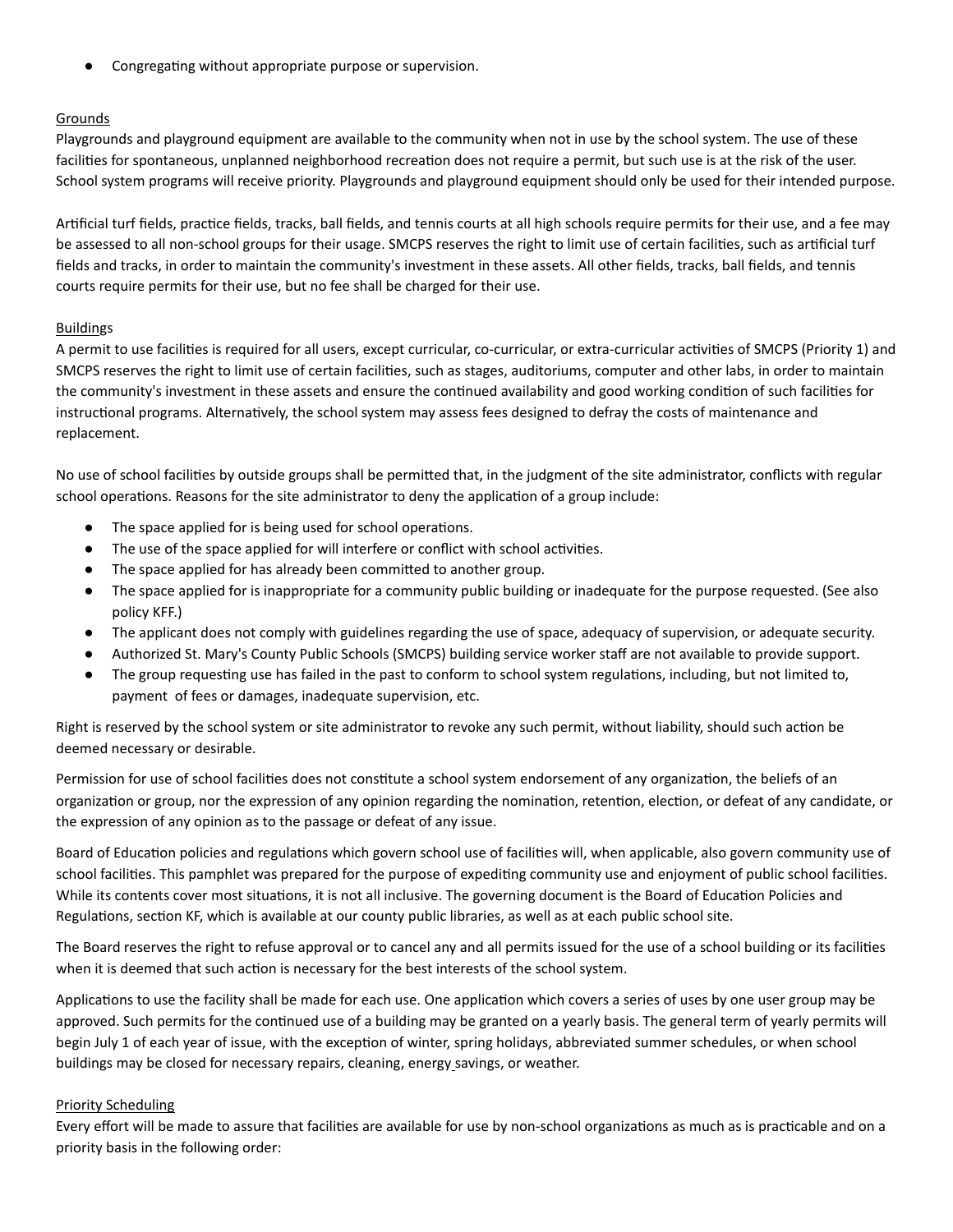- Congregating without appropriate purpose or supervision.

Grounds

Playgrounds and playground equipment are available to the community when not in use by the school system. The use of these facilities for spontaneous, unplanned neighborhood recreation does not require a permit, but such use is at the risk of the user. School system programs will receive priority. Playgrounds and playground equipment should only be used for their intended purpose.

Artificial turf fields, practice fields, tracks, ball fields, and tennis courts at all high schools require permits for their use, and a fee may be assessed to all non-school groups for their usage. SMCPS reserves the right to limit use of certain facilities, such as artificial turf fields and tracks, in order to maintain the community's investment in these assets. All other fields, tracks, ball fields, and tennis courts require permits for their use, but no fee shall be charged for their use.

Buildings

A permit to use facilities is required for all users, except curricular, co-curricular, or extra-curricular activities of SMCPS (Priority 1) and SMCPS reserves the right to limit use of certain facilities, such as stages, auditoriums, computer and other labs, in order to maintain the community's investment in these assets and ensure the continued availability and good working condition of such facilities for instructional programs. Alternatively, the school system may assess fees designed to defray the costs of maintenance and replacement.

No use of school facilities by outside groups shall be permitted that, in the judgment of the site administrator, conflicts with regular school operations. Reasons for the site administrator to deny the application of a group include:

- The space applied for is being used for school operations.
- The use of the space applied for will interfere or conflict with school activities.
- The space applied for has already been committed to another group.
- The space applied for is inappropriate for a community public building or inadequate for the purpose requested. (See also policy KFF.)
- The applicant does not comply with guidelines regarding the use of space, adequacy of supervision, or adequate security.
- Authorized St. Mary's County Public Schools (SMCPS) building service worker staff are not available to provide support.
- The group requesting use has failed in the past to conform to school system regulations, including, but not limited to, payment of fees or damages, inadequate supervision, etc.

Right is reserved by the school system or site administrator to revoke any such permit, without liability, should such action be deemed necessary or desirable.

Permission for use of school facilities does not constitute a school system endorsement of any organization, the beliefs of an organization or group, nor the expression of any opinion regarding the nomination, retention, election, or defeat of any candidate, or the expression of any opinion as to the passage or defeat of any issue.

Board of Education policies and regulations which govern school use of facilities will, when applicable, also govern community use of school facilities. This pamphlet was prepared for the purpose of expediting community use and enjoyment of public school facilities. While its contents cover most situations, it is not all inclusive. The governing document is the Board of Education Policies and Regulations, section KF, which is available at our county public libraries, as well as at each public school site.

The Board reserves the right to refuse approval or to cancel any and all permits issued for the use of a school building or its facilities when it is deemed that such action is necessary for the best interests of the school system.

Applications to use the facility shall be made for each use. One application which covers a series of uses by one user group may be approved. Such permits for the continued use of a building may be granted on a yearly basis. The general term of yearly permits will begin July 1 of each year of issue, with the exception of winter, spring holidays, abbreviated summer schedules, or when school buildings may be closed for necessary repairs, cleaning, energy savings, or weather.

Priority Scheduling

Every effort will be made to assure that facilities are available for use by non-school organizations as much as is practicable and on a priority basis in the following order: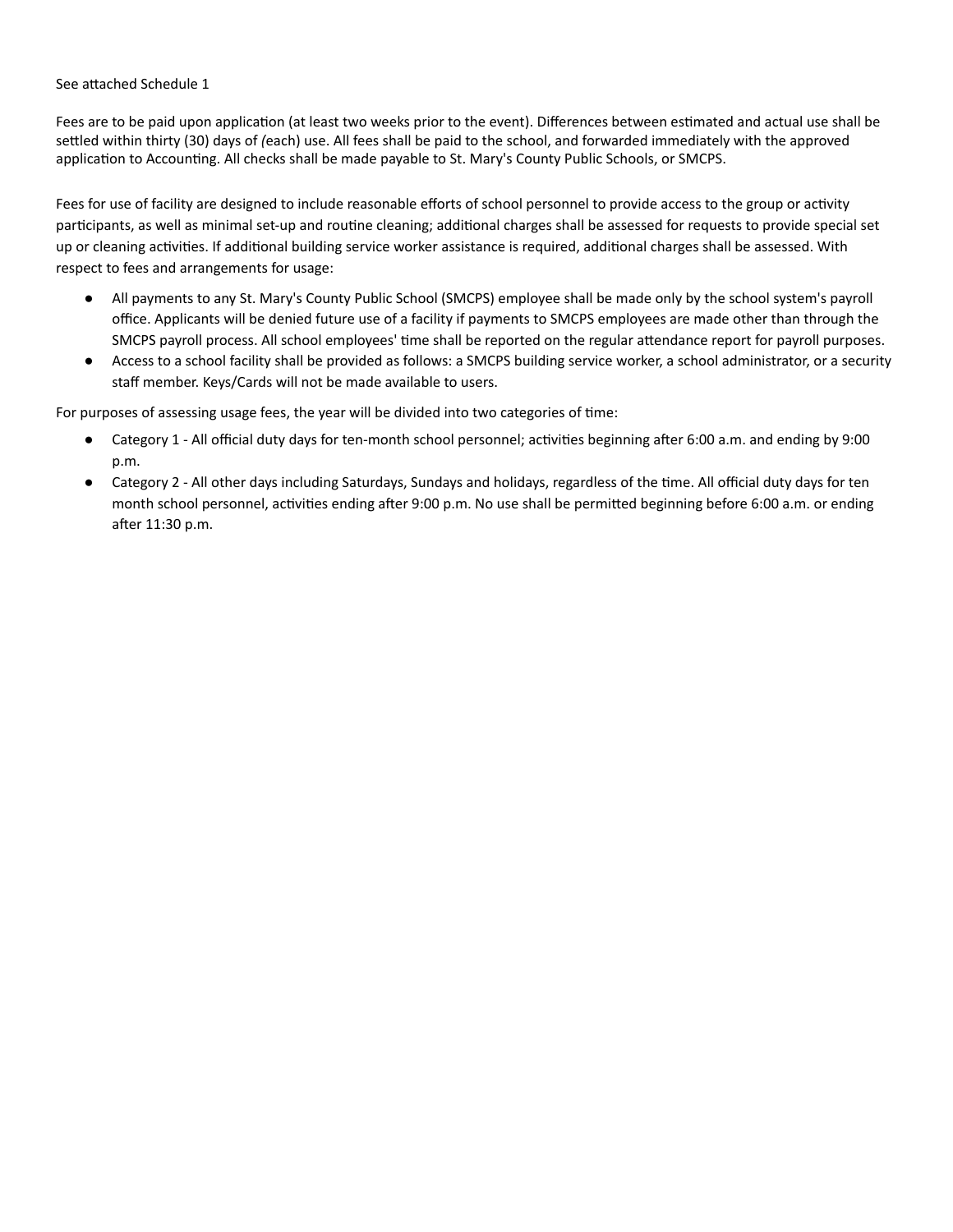See attached Schedule 1

Fees are to be paid upon application (at least two weeks prior to the event). Differences between estimated and actual use shall be settled within thirty (30) days of (each) use. All fees shall be paid to the school, and forwarded immediately with the approved application to Accounting. All checks shall be made payable to St. Mary's County Public Schools, or SMCPS.

Fees for use of facility are designed to include reasonable efforts of school personnel to provide access to the group or activity participants, as well as minimal set-up and routine cleaning; additional charges shall be assessed for requests to provide special set up or cleaning activities. If additional building service worker assistance is required, additional charges shall be assessed. With respect to fees and arrangements for usage:

- All payments to any St. Mary's County Public School (SMCPS) employee shall be made only by the school system's payroll office. Applicants will be denied future use of a facility if payments to SMCPS employees are made other than through the SMCPS payroll process. All school employees' time shall be reported on the regular attendance report for payroll purposes.
- Access to a school facility shall be provided as follows: a SMCPS building service worker, a school administrator, or a security staff member. Keys/Cards will not be made available to users.

For purposes of assessing usage fees, the year will be divided into two categories of time:

- Category 1 - All official duty days for ten-month school personnel; activities beginning after 6:00 a.m. and ending by 9:00 p.m.
- Category 2 - All other days including Saturdays, Sundays and holidays, regardless of the time. All official duty days for ten month school personnel, activities ending after 9:00 p.m. No use shall be permitted beginning before 6:00 a.m. or ending after 11:30 p.m.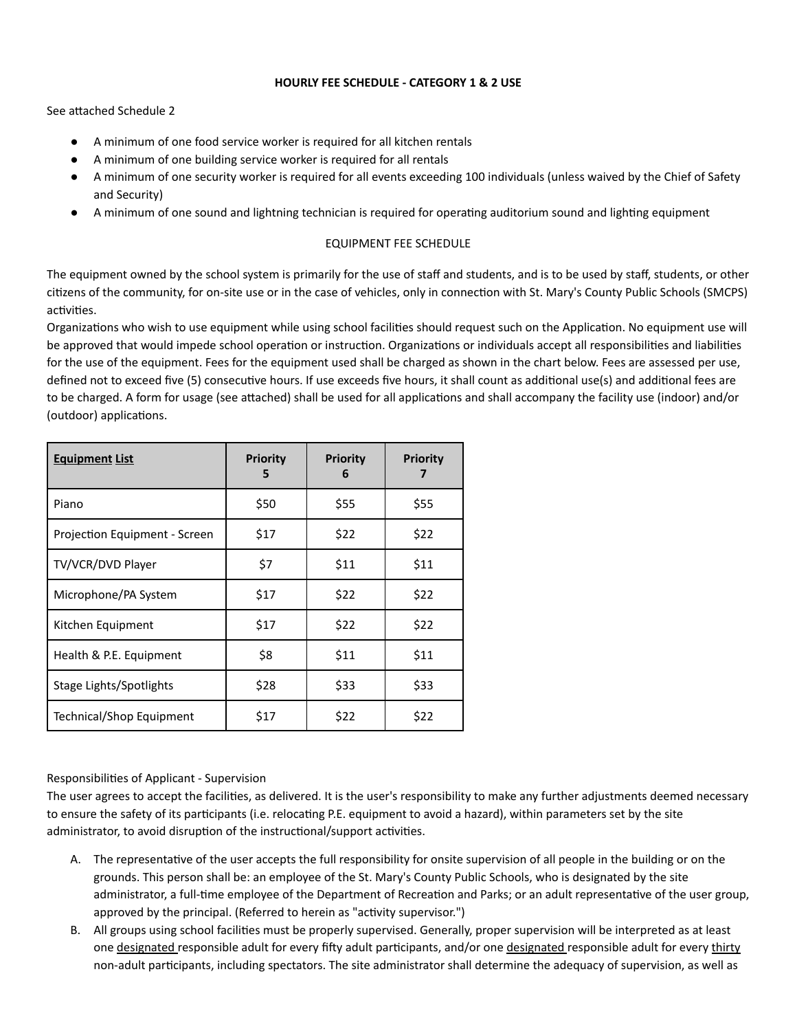**HOURLY FEE SCHEDULE - CATEGORY 1 & 2 USE**

See attached Schedule 2

- A minimum of one food service worker is required for all kitchen rentals
- A minimum of one building service worker is required for all rentals
- A minimum of one security worker is required for all events exceeding 100 individuals (unless waived by the Chief of Safety and Security)
- A minimum of one sound and lightning technician is required for operating auditorium sound and lighting equipment

EQUIPMENT FEE SCHEDULE

The equipment owned by the school system is primarily for the use of staff and students, and is to be used by staff, students, or other citizens of the community, for on-site use or in the case of vehicles, only in connection with St. Mary's County Public Schools (SMCPS) activities.
Organizations who wish to use equipment while using school facilities should request such on the Application. No equipment use will be approved that would impede school operation or instruction. Organizations or individuals accept all responsibilities and liabilities for the use of the equipment. Fees for the equipment used shall be charged as shown in the chart below. Fees are assessed per use, defined not to exceed five (5) consecutive hours. If use exceeds five hours, it shall count as additional use(s) and additional fees are to be charged. A form for usage (see attached) shall be used for all applications and shall accompany the facility use (indoor) and/or (outdoor) applications.

| **Equipment List** | **Priority 5** | **Priority 6** | **Priority 7** |
|---|---|---|---|
| Piano | $50 | $55 | $55 |
| Projection Equipment - Screen | $17 | $22 | $22 |
| TV/VCR/DVD Player | $7 | $11 | $11 |
| Microphone/PA System | $17 | $22 | $22 |
| Kitchen Equipment | $17 | $22 | $22 |
| Health & P.E. Equipment | $8 | $11 | $11 |
| Stage Lights/Spotlights | $28 | $33 | $33 |
| Technical/Shop Equipment | $17 | $22 | $22 |

Responsibilities of Applicant - Supervision
The user agrees to accept the facilities, as delivered. It is the user's responsibility to make any further adjustments deemed necessary to ensure the safety of its participants (i.e. relocating P.E. equipment to avoid a hazard), within parameters set by the site administrator, to avoid disruption of the instructional/support activities.

A. The representative of the user accepts the full responsibility for onsite supervision of all people in the building or on the grounds. This person shall be: an employee of the St. Mary's County Public Schools, who is designated by the site administrator, a full-time employee of the Department of Recreation and Parks; or an adult representative of the user group, approved by the principal. (Referred to herein as "activity supervisor.")
B. All groups using school facilities must be properly supervised. Generally, proper supervision will be interpreted as at least one designated responsible adult for every fifty adult participants, and/or one designated responsible adult for every thirty non-adult participants, including spectators. The site administrator shall determine the adequacy of supervision, as well as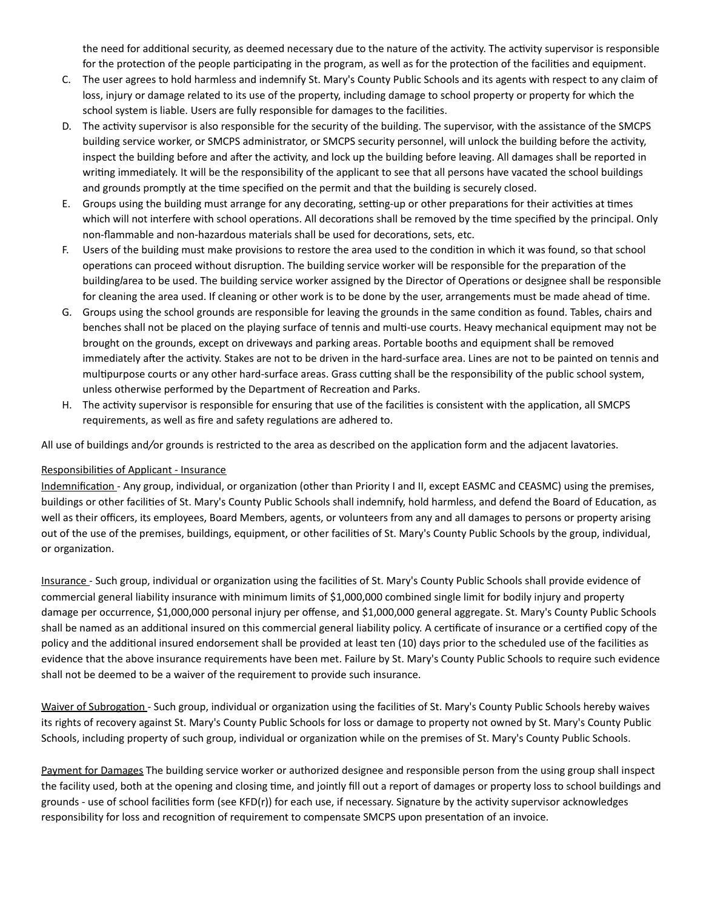the need for additional security, as deemed necessary due to the nature of the activity. The activity supervisor is responsible for the protection of the people participating in the program, as well as for the protection of the facilities and equipment.

C. The user agrees to hold harmless and indemnify St. Mary's County Public Schools and its agents with respect to any claim of loss, injury or damage related to its use of the property, including damage to school property or property for which the school system is liable. Users are fully responsible for damages to the facilities.
D. The activity supervisor is also responsible for the security of the building. The supervisor, with the assistance of the SMCPS building service worker, or SMCPS administrator, or SMCPS security personnel, will unlock the building before the activity, inspect the building before and after the activity, and lock up the building before leaving. All damages shall be reported in writing immediately. It will be the responsibility of the applicant to see that all persons have vacated the school buildings and grounds promptly at the time specified on the permit and that the building is securely closed.
E. Groups using the building must arrange for any decorating, setting-up or other preparations for their activities at times which will not interfere with school operations. All decorations shall be removed by the time specified by the principal. Only non-flammable and non-hazardous materials shall be used for decorations, sets, etc.
F. Users of the building must make provisions to restore the area used to the condition in which it was found, so that school operations can proceed without disruption. The building service worker will be responsible for the preparation of the building/area to be used. The building service worker assigned by the Director of Operations or designee shall be responsible for cleaning the area used. If cleaning or other work is to be done by the user, arrangements must be made ahead of time.
G. Groups using the school grounds are responsible for leaving the grounds in the same condition as found. Tables, chairs and benches shall not be placed on the playing surface of tennis and multi-use courts. Heavy mechanical equipment may not be brought on the grounds, except on driveways and parking areas. Portable booths and equipment shall be removed immediately after the activity. Stakes are not to be driven in the hard-surface area. Lines are not to be painted on tennis and multipurpose courts or any other hard-surface areas. Grass cutting shall be the responsibility of the public school system, unless otherwise performed by the Department of Recreation and Parks.
H. The activity supervisor is responsible for ensuring that use of the facilities is consistent with the application, all SMCPS requirements, as well as fire and safety regulations are adhered to.

All use of buildings and/or grounds is restricted to the area as described on the application form and the adjacent lavatories.

Responsibilities of Applicant - Insurance

Indemnification - Any group, individual, or organization (other than Priority I and II, except EASMC and CEASMC) using the premises, buildings or other facilities of St. Mary's County Public Schools shall indemnify, hold harmless, and defend the Board of Education, as well as their officers, its employees, Board Members, agents, or volunteers from any and all damages to persons or property arising out of the use of the premises, buildings, equipment, or other facilities of St. Mary's County Public Schools by the group, individual, or organization.

Insurance - Such group, individual or organization using the facilities of St. Mary's County Public Schools shall provide evidence of commercial general liability insurance with minimum limits of $1,000,000 combined single limit for bodily injury and property damage per occurrence, $1,000,000 personal injury per offense, and $1,000,000 general aggregate. St. Mary's County Public Schools shall be named as an additional insured on this commercial general liability policy. A certificate of insurance or a certified copy of the policy and the additional insured endorsement shall be provided at least ten (10) days prior to the scheduled use of the facilities as evidence that the above insurance requirements have been met. Failure by St. Mary's County Public Schools to require such evidence shall not be deemed to be a waiver of the requirement to provide such insurance.

Waiver of Subrogation - Such group, individual or organization using the facilities of St. Mary's County Public Schools hereby waives its rights of recovery against St. Mary's County Public Schools for loss or damage to property not owned by St. Mary's County Public Schools, including property of such group, individual or organization while on the premises of St. Mary's County Public Schools.

Payment for Damages The building service worker or authorized designee and responsible person from the using group shall inspect the facility used, both at the opening and closing time, and jointly fill out a report of damages or property loss to school buildings and grounds - use of school facilities form (see KFD(r)) for each use, if necessary. Signature by the activity supervisor acknowledges responsibility for loss and recognition of requirement to compensate SMCPS upon presentation of an invoice.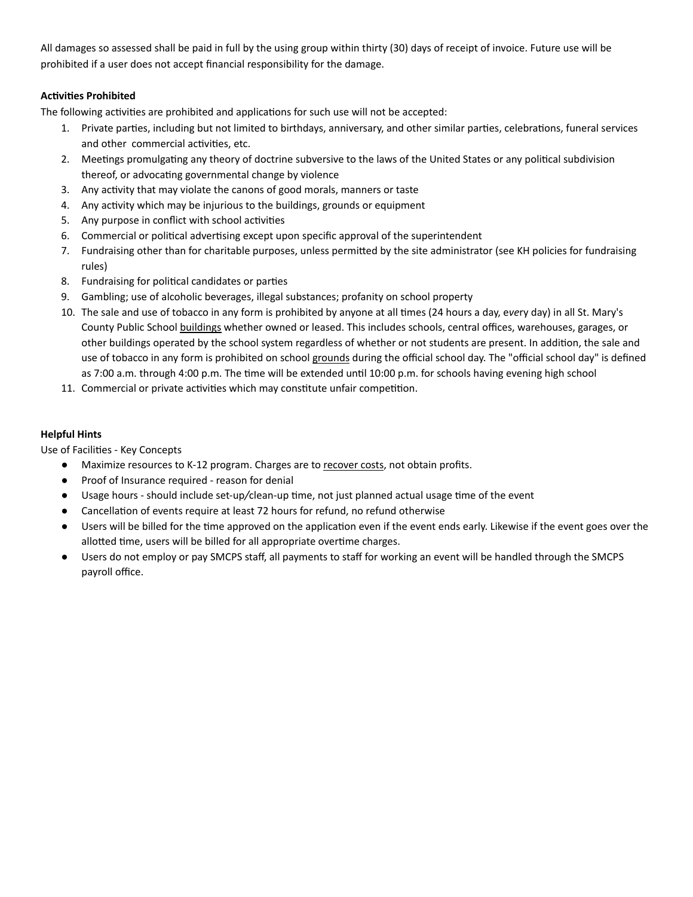All damages so assessed shall be paid in full by the using group within thirty (30) days of receipt of invoice. Future use will be prohibited if a user does not accept financial responsibility for the damage.

**Activities Prohibited**

The following activities are prohibited and applications for such use will not be accepted:

1. Private parties, including but not limited to birthdays, anniversary, and other similar parties, celebrations, funeral services and other commercial activities, etc.
2. Meetings promulgating any theory of doctrine subversive to the laws of the United States or any political subdivision thereof, or advocating governmental change by violence
3. Any activity that may violate the canons of good morals, manners or taste
4. Any activity which may be injurious to the buildings, grounds or equipment
5. Any purpose in conflict with school activities
6. Commercial or political advertising except upon specific approval of the superintendent
7. Fundraising other than for charitable purposes, unless permitted by the site administrator (see KH policies for fundraising rules)
8. Fundraising for political candidates or parties
9. Gambling; use of alcoholic beverages, illegal substances; profanity on school property
10. The sale and use of tobacco in any form is prohibited by anyone at all times (24 hours a day, *eve*ry day) in all St. Mary's County Public School <u>buildings</u> whether owned or leased. This includes schools, central offices, warehouses, garages, or other buildings operated by the school system regardless of whether or not students are present. In addition, the sale and use of tobacco in any form is prohibited on school <u>grounds</u> during the official school day. The "official school day" is defined as 7:00 a.m. through 4:00 p.m. The time will be extended until 10:00 p.m. for schools having evening high school
11. Commercial or private activities which may constitute unfair competition.

**Helpful Hints**

Use of Facilities - Key Concepts

- Maximize resources to K-12 program. Charges are to <u>recover costs</u>, not obtain profits.
- Proof of Insurance required - reason for denial
- Usage hours - should include set-up/clean-up time, not just planned actual usage time of the event
- Cancellation of events require at least 72 hours for refund, no refund otherwise
- Users will be billed for the time approved on the application even if the event ends early. Likewise if the event goes over the allotted time, users will be billed for all appropriate overtime charges.
- Users do not employ or pay SMCPS staff, all payments to staff for working an event will be handled through the SMCPS payroll office.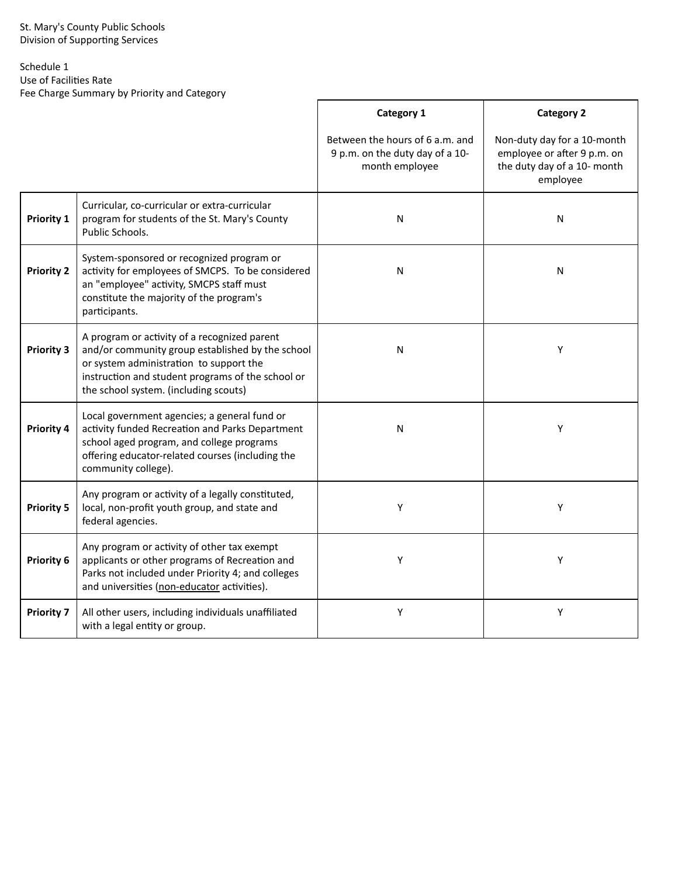St. Mary's County Public Schools
Division of Supporting Services

Schedule 1
Use of Facilities Rate
Fee Charge Summary by Priority and Category

| | | Category 1<br><br>Between the hours of 6 a.m. and 9 p.m. on the duty day of a 10-month employee | Category 2<br><br>Non-duty day for a 10-month employee or after 9 p.m. on the duty day of a 10- month employee |
|---|---|---|---|
| **Priority 1** | Curricular, co-curricular or extra-curricular program for students of the St. Mary's County Public Schools. | N | N |
| **Priority 2** | System-sponsored or recognized program or activity for employees of SMCPS. To be considered an "employee" activity, SMCPS staff must constitute the majority of the program's participants. | N | N |
| **Priority 3** | A program or activity of a recognized parent and/or community group established by the school or system administration to support the instruction and student programs of the school or the school system. (including scouts) | N | Y |
| **Priority 4** | Local government agencies; a general fund or activity funded Recreation and Parks Department school aged program, and college programs offering educator-related courses (including the community college). | N | Y |
| **Priority 5** | Any program or activity of a legally constituted, local, non-profit youth group, and state and federal agencies. | Y | Y |
| **Priority 6** | Any program or activity of other tax exempt applicants or other programs of Recreation and Parks not included under Priority 4; and colleges and universities (<u>non-educator</u> activities). | Y | Y |
| **Priority 7** | All other users, including individuals unaffiliated with a legal entity or group. | Y | Y |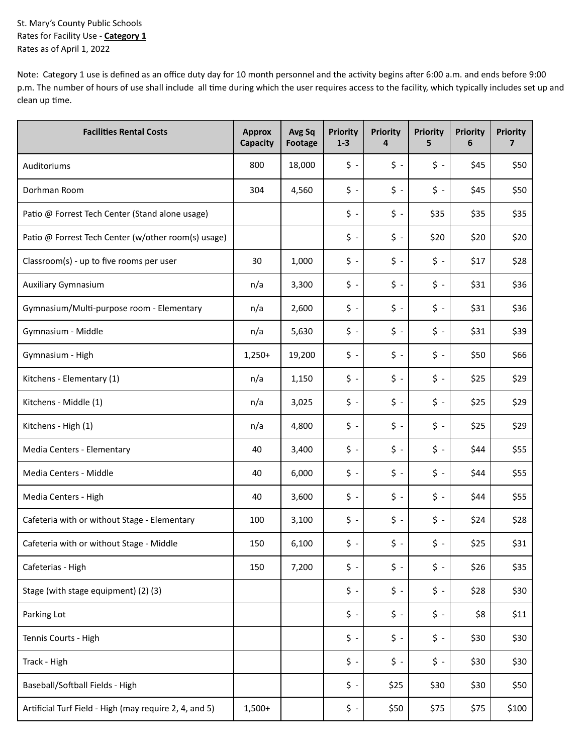St. Mary's County Public Schools
Rates for Facility Use - **Category 1**
Rates as of April 1, 2022

Note: Category 1 use is defined as an office duty day for 10 month personnel and the activity begins after 6:00 a.m. and ends before 9:00 p.m. The number of hours of use shall include all time during which the user requires access to the facility, which typically includes set up and clean up time.

| Facilities Rental Costs | Approx Capacity | Avg Sq Footage | Priority 1-3 | Priority 4 | Priority 5 | Priority 6 | Priority 7 |
|---|---|---|---|---|---|---|---|
| Auditoriums | 800 | 18,000 | $ - | $ - | $ - | $45 | $50 |
| Dorhman Room | 304 | 4,560 | $ - | $ - | $ - | $45 | $50 |
| Patio @ Forrest Tech Center (Stand alone usage) | | | $ - | $ - | $35 | $35 | $35 |
| Patio @ Forrest Tech Center (w/other room(s) usage) | | | $ - | $ - | $20 | $20 | $20 |
| Classroom(s) - up to five rooms per user | 30 | 1,000 | $ - | $ - | $ - | $17 | $28 |
| Auxiliary Gymnasium | n/a | 3,300 | $ - | $ - | $ - | $31 | $36 |
| Gymnasium/Multi-purpose room - Elementary | n/a | 2,600 | $ - | $ - | $ - | $31 | $36 |
| Gymnasium - Middle | n/a | 5,630 | $ - | $ - | $ - | $31 | $39 |
| Gymnasium - High | 1,250+ | 19,200 | $ - | $ - | $ - | $50 | $66 |
| Kitchens - Elementary (1) | n/a | 1,150 | $ - | $ - | $ - | $25 | $29 |
| Kitchens - Middle (1) | n/a | 3,025 | $ - | $ - | $ - | $25 | $29 |
| Kitchens - High (1) | n/a | 4,800 | $ - | $ - | $ - | $25 | $29 |
| Media Centers - Elementary | 40 | 3,400 | $ - | $ - | $ - | $44 | $55 |
| Media Centers - Middle | 40 | 6,000 | $ - | $ - | $ - | $44 | $55 |
| Media Centers - High | 40 | 3,600 | $ - | $ - | $ - | $44 | $55 |
| Cafeteria with or without Stage - Elementary | 100 | 3,100 | $ - | $ - | $ - | $24 | $28 |
| Cafeteria with or without Stage - Middle | 150 | 6,100 | $ - | $ - | $ - | $25 | $31 |
| Cafeterias - High | 150 | 7,200 | $ - | $ - | $ - | $26 | $35 |
| Stage (with stage equipment) (2) (3) | | | $ - | $ - | $ - | $28 | $30 |
| Parking Lot | | | $ - | $ - | $ - | $8 | $11 |
| Tennis Courts - High | | | $ - | $ - | $ - | $30 | $30 |
| Track - High | | | $ - | $ - | $ - | $30 | $30 |
| Baseball/Softball Fields - High | | | $ - | $25 | $30 | $30 | $50 |
| Artificial Turf Field - High (may require 2, 4, and 5) | 1,500+ | | $ - | $50 | $75 | $75 | $100 |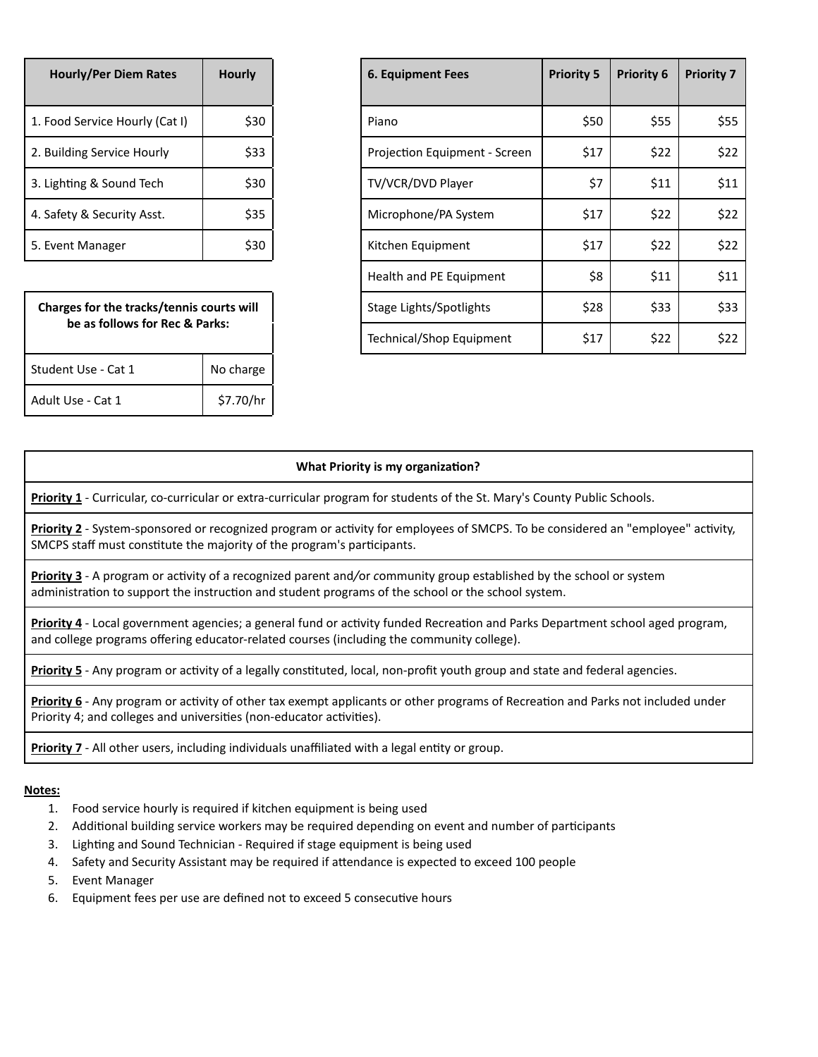| Hourly/Per Diem Rates | Hourly |
|---|---|
| 1. Food Service Hourly (Cat I) | $30 |
| 2. Building Service Hourly | $33 |
| 3. Lighting & Sound Tech | $30 |
| 4. Safety & Security Asst. | $35 |
| 5. Event Manager | $30 |

| Charges for the tracks/tennis courts will be as follows for Rec & Parks: | |
|---|---|
| Student Use - Cat 1 | No charge |
| Adult Use - Cat 1 | $7.70/hr |

| 6. Equipment Fees | Priority 5 | Priority 6 | Priority 7 |
|---|---|---|---|
| Piano | $50 | $55 | $55 |
| Projection Equipment - Screen | $17 | $22 | $22 |
| TV/VCR/DVD Player | $7 | $11 | $11 |
| Microphone/PA System | $17 | $22 | $22 |
| Kitchen Equipment | $17 | $22 | $22 |
| Health and PE Equipment | $8 | $11 | $11 |
| Stage Lights/Spotlights | $28 | $33 | $33 |
| Technical/Shop Equipment | $17 | $22 | $22 |

| What Priority is my organization? |
|---|
| **Priority 1** - Curricular, co-curricular or extra-curricular program for students of the St. Mary's County Public Schools. |
| **Priority 2** - System-sponsored or recognized program or activity for employees of SMCPS. To be considered an "employee" activity, SMCPS staff must constitute the majority of the program's participants. |
| **Priority 3** - A program or activity of a recognized parent and/or community group established by the school or system administration to support the instruction and student programs of the school or the school system. |
| **Priority 4** - Local government agencies; a general fund or activity funded Recreation and Parks Department school aged program, and college programs offering educator-related courses (including the community college). |
| **Priority 5** - Any program or activity of a legally constituted, local, non-profit youth group and state and federal agencies. |
| **Priority 6** - Any program or activity of other tax exempt applicants or other programs of Recreation and Parks not included under Priority 4; and colleges and universities (non-educator activities). |
| **Priority 7** - All other users, including individuals unaffiliated with a legal entity or group. |

**Notes:**

1. Food service hourly is required if kitchen equipment is being used
2. Additional building service workers may be required depending on event and number of participants
3. Lighting and Sound Technician - Required if stage equipment is being used
4. Safety and Security Assistant may be required if attendance is expected to exceed 100 people
5. Event Manager
6. Equipment fees per use are defined not to exceed 5 consecutive hours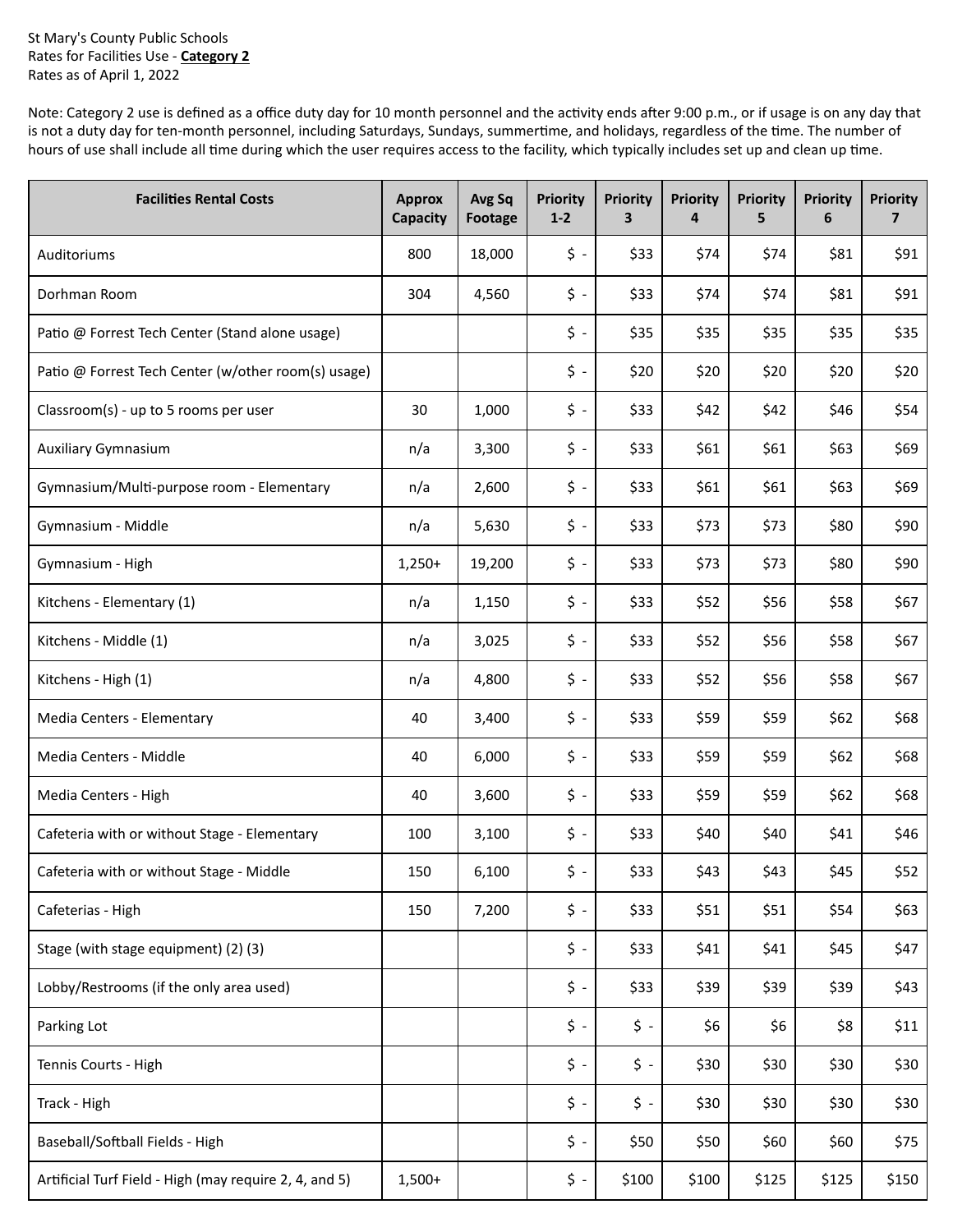St Mary's County Public Schools
Rates for Facilities Use - **Category 2**
Rates as of April 1, 2022

Note: Category 2 use is defined as a office duty day for 10 month personnel and the activity ends after 9:00 p.m., or if usage is on any day that is not a duty day for ten-month personnel, including Saturdays, Sundays, summertime, and holidays, regardless of the time. The number of hours of use shall include all time during which the user requires access to the facility, which typically includes set up and clean up time.

| Facilities Rental Costs | Approx Capacity | Avg Sq Footage | Priority 1-2 | Priority 3 | Priority 4 | Priority 5 | Priority 6 | Priority 7 |
|---|---|---|---|---|---|---|---|---|
| Auditoriums | 800 | 18,000 | $ - | $33 | $74 | $74 | $81 | $91 |
| Dorhman Room | 304 | 4,560 | $ - | $33 | $74 | $74 | $81 | $91 |
| Patio @ Forrest Tech Center (Stand alone usage) | | | $ - | $35 | $35 | $35 | $35 | $35 |
| Patio @ Forrest Tech Center (w/other room(s) usage) | | | $ - | $20 | $20 | $20 | $20 | $20 |
| Classroom(s) - up to 5 rooms per user | 30 | 1,000 | $ - | $33 | $42 | $42 | $46 | $54 |
| Auxiliary Gymnasium | n/a | 3,300 | $ - | $33 | $61 | $61 | $63 | $69 |
| Gymnasium/Multi-purpose room - Elementary | n/a | 2,600 | $ - | $33 | $61 | $61 | $63 | $69 |
| Gymnasium - Middle | n/a | 5,630 | $ - | $33 | $73 | $73 | $80 | $90 |
| Gymnasium - High | 1,250+ | 19,200 | $ - | $33 | $73 | $73 | $80 | $90 |
| Kitchens - Elementary (1) | n/a | 1,150 | $ - | $33 | $52 | $56 | $58 | $67 |
| Kitchens - Middle (1) | n/a | 3,025 | $ - | $33 | $52 | $56 | $58 | $67 |
| Kitchens - High (1) | n/a | 4,800 | $ - | $33 | $52 | $56 | $58 | $67 |
| Media Centers - Elementary | 40 | 3,400 | $ - | $33 | $59 | $59 | $62 | $68 |
| Media Centers - Middle | 40 | 6,000 | $ - | $33 | $59 | $59 | $62 | $68 |
| Media Centers - High | 40 | 3,600 | $ - | $33 | $59 | $59 | $62 | $68 |
| Cafeteria with or without Stage - Elementary | 100 | 3,100 | $ - | $33 | $40 | $40 | $41 | $46 |
| Cafeteria with or without Stage - Middle | 150 | 6,100 | $ - | $33 | $43 | $43 | $45 | $52 |
| Cafeterias - High | 150 | 7,200 | $ - | $33 | $51 | $51 | $54 | $63 |
| Stage (with stage equipment) (2) (3) | | | $ - | $33 | $41 | $41 | $45 | $47 |
| Lobby/Restrooms (if the only area used) | | | $ - | $33 | $39 | $39 | $39 | $43 |
| Parking Lot | | | $ - | $ - | $6 | $6 | $8 | $11 |
| Tennis Courts - High | | | $ - | $ - | $30 | $30 | $30 | $30 |
| Track - High | | | $ - | $ - | $30 | $30 | $30 | $30 |
| Baseball/Softball Fields - High | | | $ - | $50 | $50 | $60 | $60 | $75 |
| Artificial Turf Field - High (may require 2, 4, and 5) | 1,500+ | | $ - | $100 | $100 | $125 | $125 | $150 |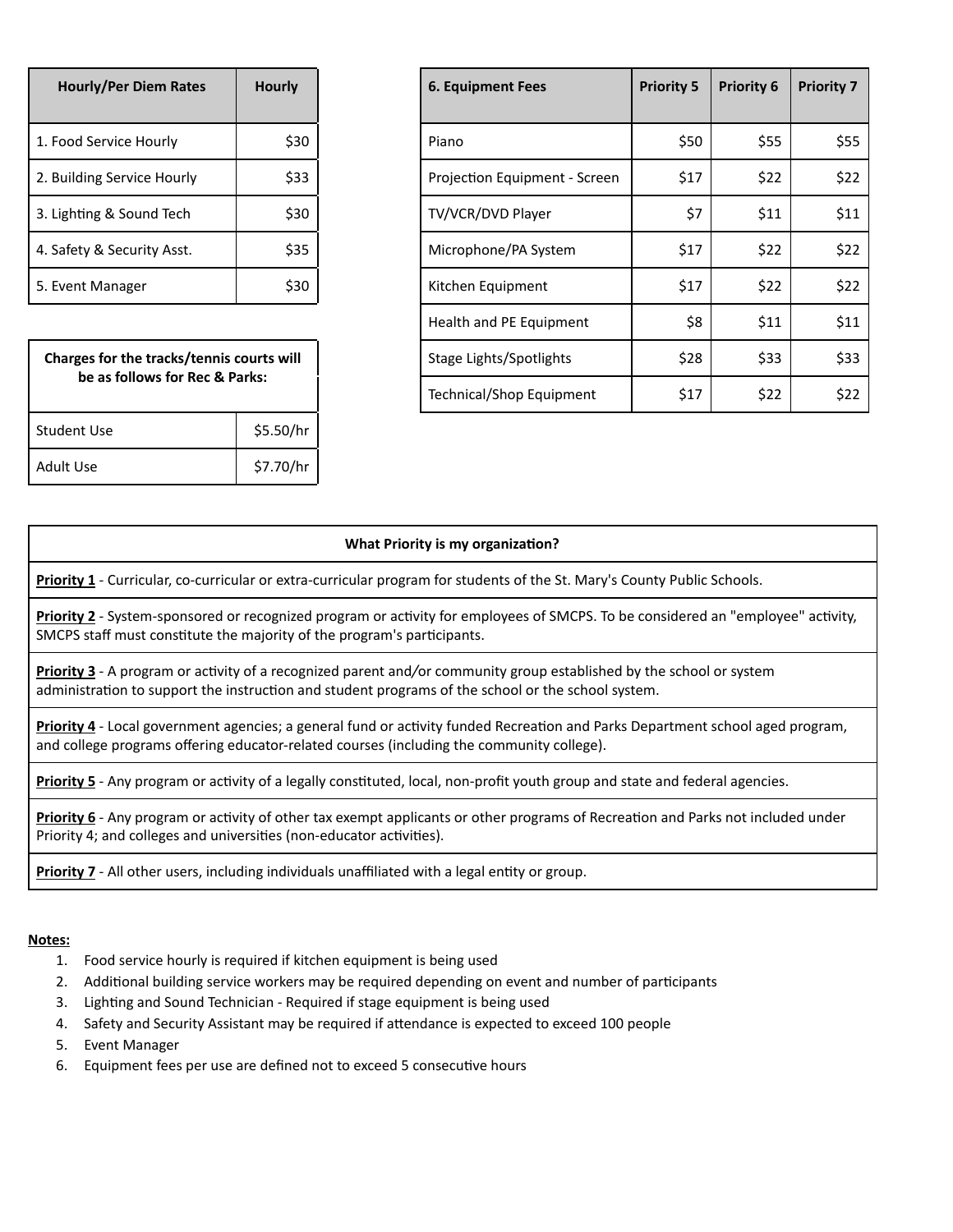| Hourly/Per Diem Rates | Hourly |
|---|---|
| 1. Food Service Hourly | $30 |
| 2. Building Service Hourly | $33 |
| 3. Lighting & Sound Tech | $30 |
| 4. Safety & Security Asst. | $35 |
| 5. Event Manager | $30 |

| Charges for the tracks/tennis courts will be as follows for Rec & Parks: | |
|---|---|
| Student Use | $5.50/hr |
| Adult Use | $7.70/hr |

| 6. Equipment Fees | Priority 5 | Priority 6 | Priority 7 |
|---|---|---|---|
| Piano | $50 | $55 | $55 |
| Projection Equipment - Screen | $17 | $22 | $22 |
| TV/VCR/DVD Player | $7 | $11 | $11 |
| Microphone/PA System | $17 | $22 | $22 |
| Kitchen Equipment | $17 | $22 | $22 |
| Health and PE Equipment | $8 | $11 | $11 |
| Stage Lights/Spotlights | $28 | $33 | $33 |
| Technical/Shop Equipment | $17 | $22 | $22 |

| What Priority is my organization? |
|---|
| **Priority 1** - Curricular, co-curricular or extra-curricular program for students of the St. Mary's County Public Schools. |
| **Priority 2** - System-sponsored or recognized program or activity for employees of SMCPS. To be considered an "employee" activity, SMCPS staff must constitute the majority of the program's participants. |
| **Priority 3** - A program or activity of a recognized parent and/or community group established by the school or system administration to support the instruction and student programs of the school or the school system. |
| **Priority 4** - Local government agencies; a general fund or activity funded Recreation and Parks Department school aged program, and college programs offering educator-related courses (including the community college). |
| **Priority 5** - Any program or activity of a legally constituted, local, non-profit youth group and state and federal agencies. |
| **Priority 6** - Any program or activity of other tax exempt applicants or other programs of Recreation and Parks not included under Priority 4; and colleges and universities (non-educator activities). |
| **Priority 7** - All other users, including individuals unaffiliated with a legal entity or group. |

**Notes:**

1. Food service hourly is required if kitchen equipment is being used
2. Additional building service workers may be required depending on event and number of participants
3. Lighting and Sound Technician - Required if stage equipment is being used
4. Safety and Security Assistant may be required if attendance is expected to exceed 100 people
5. Event Manager
6. Equipment fees per use are defined not to exceed 5 consecutive hours